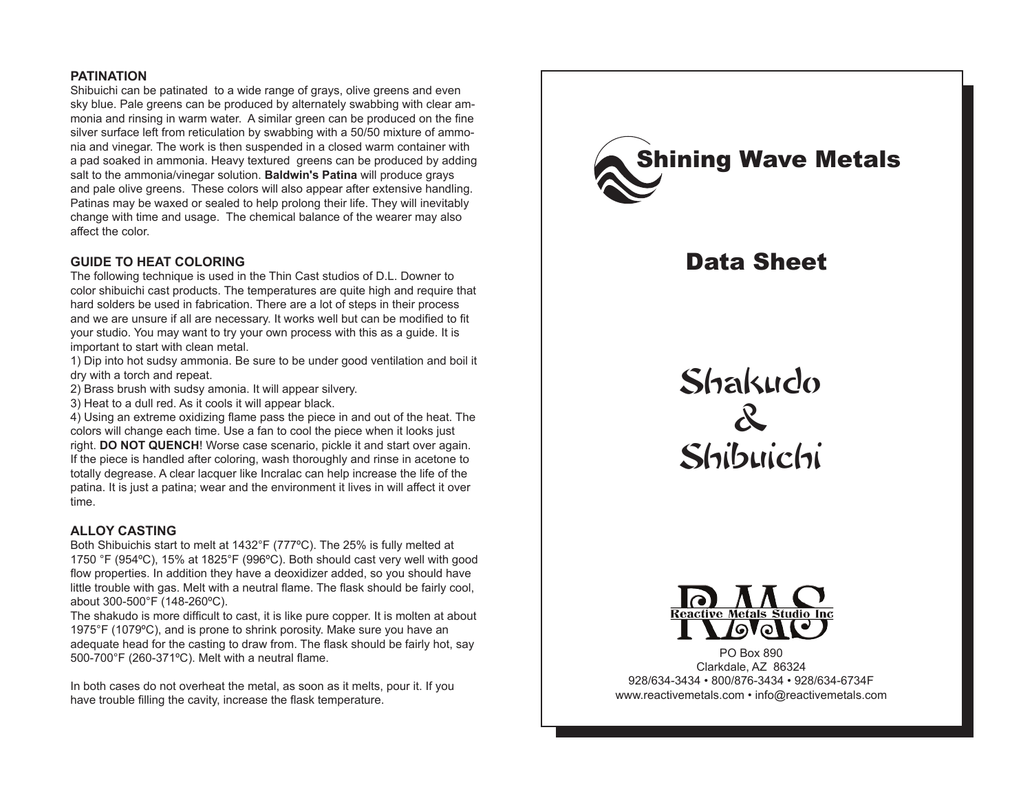## PATINATION

Shibuichi can be patinated to a wide range of grays, olive greens and even sky blue. Pale greens can be produced by alternately swabbing with clear ammonia and rinsing in warm water. A similar green can be produced on the fine silver surface left from reticulation by swabbing with a 50/50 mixture of ammonia and vinegar. The work is then suspended in a closed warm container with a pad soaked in ammonia. Heavy textured greens can be produced by adding salt to the ammonia/vinegar solution. **Baldwin's Patina** will produce grays and pale olive greens. These colors will also appear after extensive handling. Patinas may be waxed or sealed to help prolong their life. They will inevitably change with time and usage. The chemical balance of the wearer may also affect the color.

## GUIDE TO HEAT COLORING

The following technique is used in the Thin Cast studios of D.L. Downer to color shibuichi cast products. The temperatures are quite high and require that hard solders be used in fabrication. There are a lot of steps in their process and we are unsure if all are necessary. It works well but can be modified to fit your studio. You may want to try your own process with this as a guide. It is important to start with clean metal.

1) Dip into hot sudsy ammonia. Be sure to be under good ventilation and boil it dry with a torch and repeat.
2) Brass brush with sudsy amonia. It will appear silvery.
3) Heat to a dull red. As it cools it will appear black.
4) Using an extreme oxidizing flame pass the piece in and out of the heat. The colors will change each time. Use a fan to cool the piece when it looks just right. **DO NOT QUENCH**! Worse case scenario, pickle it and start over again.

If the piece is handled after coloring, wash thoroughly and rinse in acetone to totally degrease. A clear lacquer like Incralac can help increase the life of the patina. It is just a patina; wear and the environment it lives in will affect it over time.

## ALLOY CASTING

Both Shibuichis start to melt at 1432°F (777ºC). The 25% is fully melted at 1750 °F (954ºC), 15% at 1825°F (996ºC). Both should cast very well with good flow properties. In addition they have a deoxidizer added, so you should have little trouble with gas. Melt with a neutral flame. The flask should be fairly cool, about 300-500°F (148-260ºC).

The shakudo is more difficult to cast, it is like pure copper. It is molten at about 1975°F (1079ºC), and is prone to shrink porosity. Make sure you have an adequate head for the casting to draw from. The flask should be fairly hot, say 500-700°F (260-371ºC). Melt with a neutral flame.

In both cases do not overheat the metal, as soon as it melts, pour it. If you have trouble filling the cavity, increase the flask temperature.

# Shining Wave Metals

# Data Sheet

# Shakudo & Shibuichi

RMS Reactive Metals Studio Inc

PO Box 890
Clarkdale, AZ 86324
928/634-3434 • 800/876-3434 • 928/634-6734F
www.reactivemetals.com • info@reactivemetals.com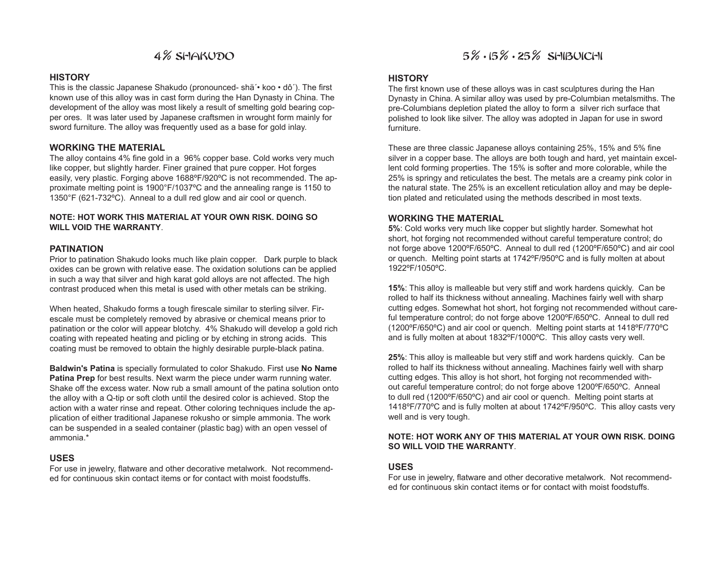# 4% SHAKUDO

## HISTORY

This is the classic Japanese Shakudo (pronounced- shä´• koo • dô´). The first known use of this alloy was in cast form during the Han Dynasty in China. The development of the alloy was most likely a result of smelting gold bearing copper ores. It was later used by Japanese craftsmen in wrought form mainly for sword furniture. The alloy was frequently used as a base for gold inlay.

## WORKING THE MATERIAL

The alloy contains 4% fine gold in a 96% copper base. Cold works very much like copper, but slightly harder. Finer grained that pure copper. Hot forges easily, very plastic. Forging above 1688ºF/920ºC is not recommended. The approximate melting point is 1900°F/1037ºC and the annealing range is 1150 to 1350°F (621-732ºC). Anneal to a dull red glow and air cool or quench.

**NOTE: HOT WORK THIS MATERIAL AT YOUR OWN RISK. DOING SO WILL VOID THE WARRANTY**.

## PATINATION

Prior to patination Shakudo looks much like plain copper. Dark purple to black oxides can be grown with relative ease. The oxidation solutions can be applied in such a way that silver and high karat gold alloys are not affected. The high contrast produced when this metal is used with other metals can be striking.

When heated, Shakudo forms a tough firescale similar to sterling silver. Firescale must be completely removed by abrasive or chemical means prior to patination or the color will appear blotchy. 4% Shakudo will develop a gold rich coating with repeated heating and picling or by etching in strong acids. This coating must be removed to obtain the highly desirable purple-black patina.

**Baldwin's Patina** is specially formulated to color Shakudo. First use **No Name Patina Prep** for best results. Next warm the piece under warm running water. Shake off the excess water. Now rub a small amount of the patina solution onto the alloy with a Q-tip or soft cloth until the desired color is achieved. Stop the action with a water rinse and repeat. Other coloring techniques include the application of either traditional Japanese rokusho or simple ammonia. The work can be suspended in a sealed container (plastic bag) with an open vessel of ammonia.*

## USES

For use in jewelry, flatware and other decorative metalwork. Not recommended for continuous skin contact items or for contact with moist foodstuffs.

# 5% • 15% • 25% SHIBUICHI

## HISTORY

The first known use of these alloys was in cast sculptures during the Han Dynasty in China. A similar alloy was used by pre-Columbian metalsmiths. The pre-Columbians depletion plated the alloy to form a silver rich surface that polished to look like silver. The alloy was adopted in Japan for use in sword furniture.

These are three classic Japanese alloys containing 25%, 15% and 5% fine silver in a copper base. The alloys are both tough and hard, yet maintain excellent cold forming properties. The 15% is softer and more colorable, while the 25% is springy and reticulates the best. The metals are a creamy pink color in the natural state. The 25% is an excellent reticulation alloy and may be depletion plated and reticulated using the methods described in most texts.

## WORKING THE MATERIAL

**5%**: Cold works very much like copper but slightly harder. Somewhat hot short, hot forging not recommended without careful temperature control; do not forge above 1200ºF/650ºC. Anneal to dull red (1200ºF/650ºC) and air cool or quench. Melting point starts at 1742ºF/950ºC and is fully molten at about 1922ºF/1050ºC.

**15%**: This alloy is malleable but very stiff and work hardens quickly. Can be rolled to half its thickness without annealing. Machines fairly well with sharp cutting edges. Somewhat hot short, hot forging not recommended without careful temperature control; do not forge above 1200ºF/650ºC. Anneal to dull red (1200ºF/650ºC) and air cool or quench. Melting point starts at 1418ºF/770ºC and is fully molten at about 1832ºF/1000ºC. This alloy casts very well.

**25%**: This alloy is malleable but very stiff and work hardens quickly. Can be rolled to half its thickness without annealing. Machines fairly well with sharp cutting edges. This alloy is hot short, hot forging not recommended without careful temperature control; do not forge above 1200ºF/650ºC. Anneal to dull red (1200ºF/650ºC) and air cool or quench. Melting point starts at 1418ºF/770ºC and is fully molten at about 1742ºF/950ºC. This alloy casts very well and is very tough.

**NOTE: HOT WORK ANY OF THIS MATERIAL AT YOUR OWN RISK. DOING SO WILL VOID THE WARRANTY**.

## USES

For use in jewelry, flatware and other decorative metalwork. Not recommended for continuous skin contact items or for contact with moist foodstuffs.